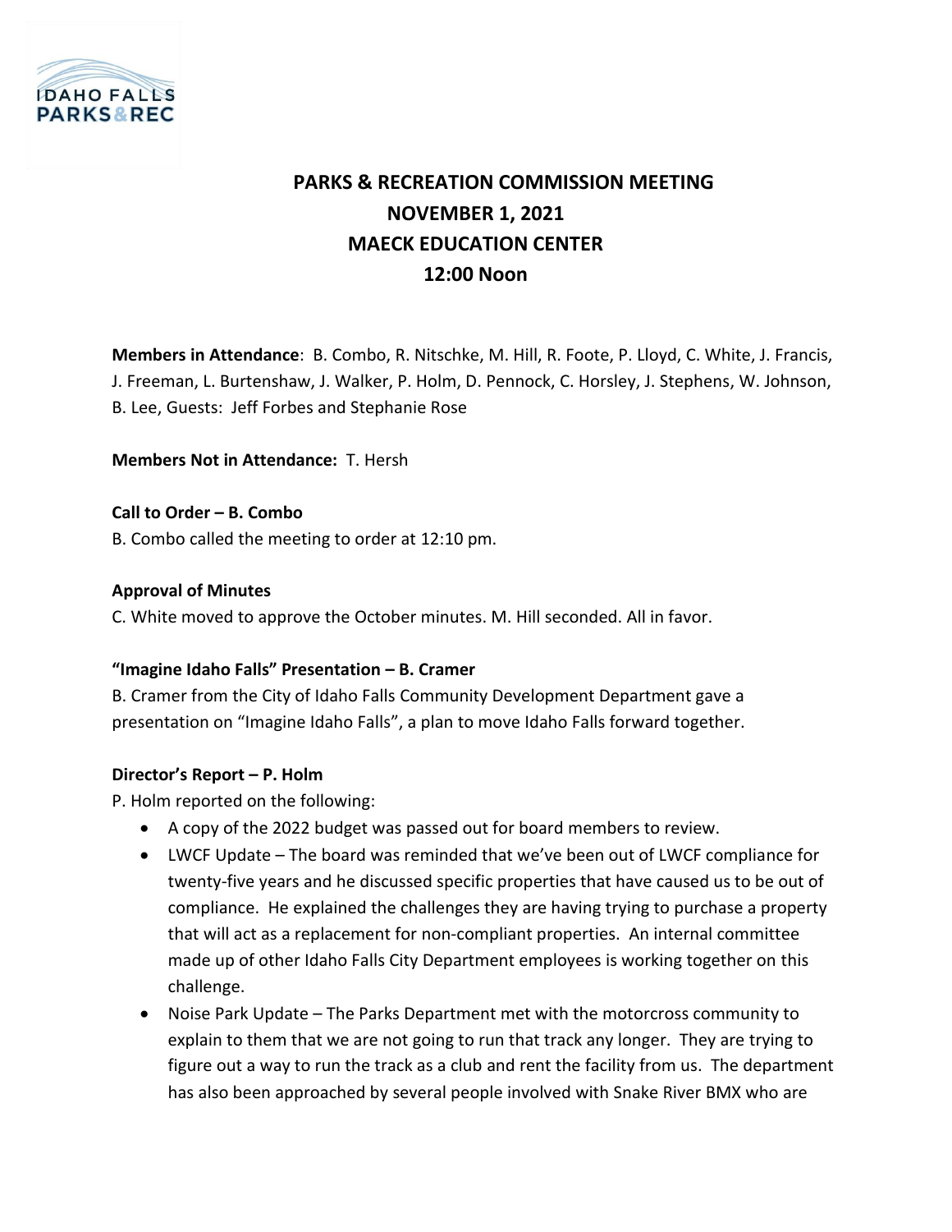# PARKS & RECREATION COMMISSION MEETING
## NOVEMBER 1, 2021
## MAECK EDUCATION CENTER
## 12:00 Noon

**Members in Attendance**: B. Combo, R. Nitschke, M. Hill, R. Foote, P. Lloyd, C. White, J. Francis, J. Freeman, L. Burtenshaw, J. Walker, P. Holm, D. Pennock, C. Horsley, J. Stephens, W. Johnson, B. Lee, Guests: Jeff Forbes and Stephanie Rose

**Members Not in Attendance:** T. Hersh

**Call to Order – B. Combo**

B. Combo called the meeting to order at 12:10 pm.

**Approval of Minutes**

C. White moved to approve the October minutes. M. Hill seconded. All in favor.

**"Imagine Idaho Falls" Presentation – B. Cramer**

B. Cramer from the City of Idaho Falls Community Development Department gave a presentation on "Imagine Idaho Falls", a plan to move Idaho Falls forward together.

**Director's Report – P. Holm**

P. Holm reported on the following:

- A copy of the 2022 budget was passed out for board members to review.
- LWCF Update – The board was reminded that we've been out of LWCF compliance for twenty-five years and he discussed specific properties that have caused us to be out of compliance. He explained the challenges they are having trying to purchase a property that will act as a replacement for non-compliant properties. An internal committee made up of other Idaho Falls City Department employees is working together on this challenge.
- Noise Park Update – The Parks Department met with the motorcross community to explain to them that we are not going to run that track any longer. They are trying to figure out a way to run the track as a club and rent the facility from us. The department has also been approached by several people involved with Snake River BMX who are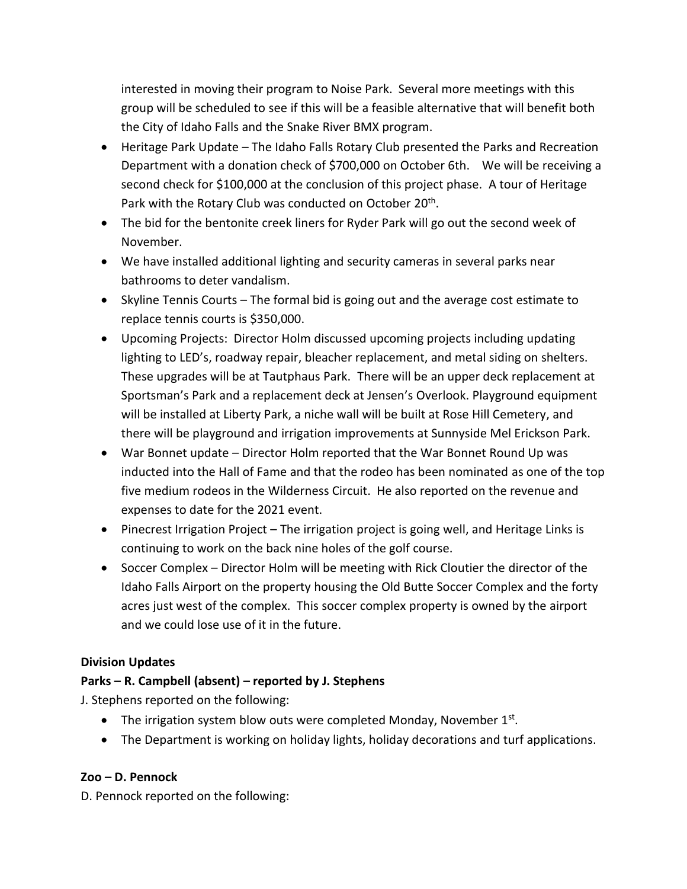interested in moving their program to Noise Park. Several more meetings with this group will be scheduled to see if this will be a feasible alternative that will benefit both the City of Idaho Falls and the Snake River BMX program.

- Heritage Park Update – The Idaho Falls Rotary Club presented the Parks and Recreation Department with a donation check of $700,000 on October 6th. We will be receiving a second check for $100,000 at the conclusion of this project phase. A tour of Heritage Park with the Rotary Club was conducted on October 20th.
- The bid for the bentonite creek liners for Ryder Park will go out the second week of November.
- We have installed additional lighting and security cameras in several parks near bathrooms to deter vandalism.
- Skyline Tennis Courts – The formal bid is going out and the average cost estimate to replace tennis courts is $350,000.
- Upcoming Projects: Director Holm discussed upcoming projects including updating lighting to LED's, roadway repair, bleacher replacement, and metal siding on shelters. These upgrades will be at Tautphaus Park. There will be an upper deck replacement at Sportsman's Park and a replacement deck at Jensen's Overlook. Playground equipment will be installed at Liberty Park, a niche wall will be built at Rose Hill Cemetery, and there will be playground and irrigation improvements at Sunnyside Mel Erickson Park.
- War Bonnet update – Director Holm reported that the War Bonnet Round Up was inducted into the Hall of Fame and that the rodeo has been nominated as one of the top five medium rodeos in the Wilderness Circuit. He also reported on the revenue and expenses to date for the 2021 event.
- Pinecrest Irrigation Project – The irrigation project is going well, and Heritage Links is continuing to work on the back nine holes of the golf course.
- Soccer Complex – Director Holm will be meeting with Rick Cloutier the director of the Idaho Falls Airport on the property housing the Old Butte Soccer Complex and the forty acres just west of the complex. This soccer complex property is owned by the airport and we could lose use of it in the future.

**Division Updates**

**Parks – R. Campbell (absent) – reported by J. Stephens**

J. Stephens reported on the following:

- The irrigation system blow outs were completed Monday, November 1st.
- The Department is working on holiday lights, holiday decorations and turf applications.

**Zoo – D. Pennock**

D. Pennock reported on the following: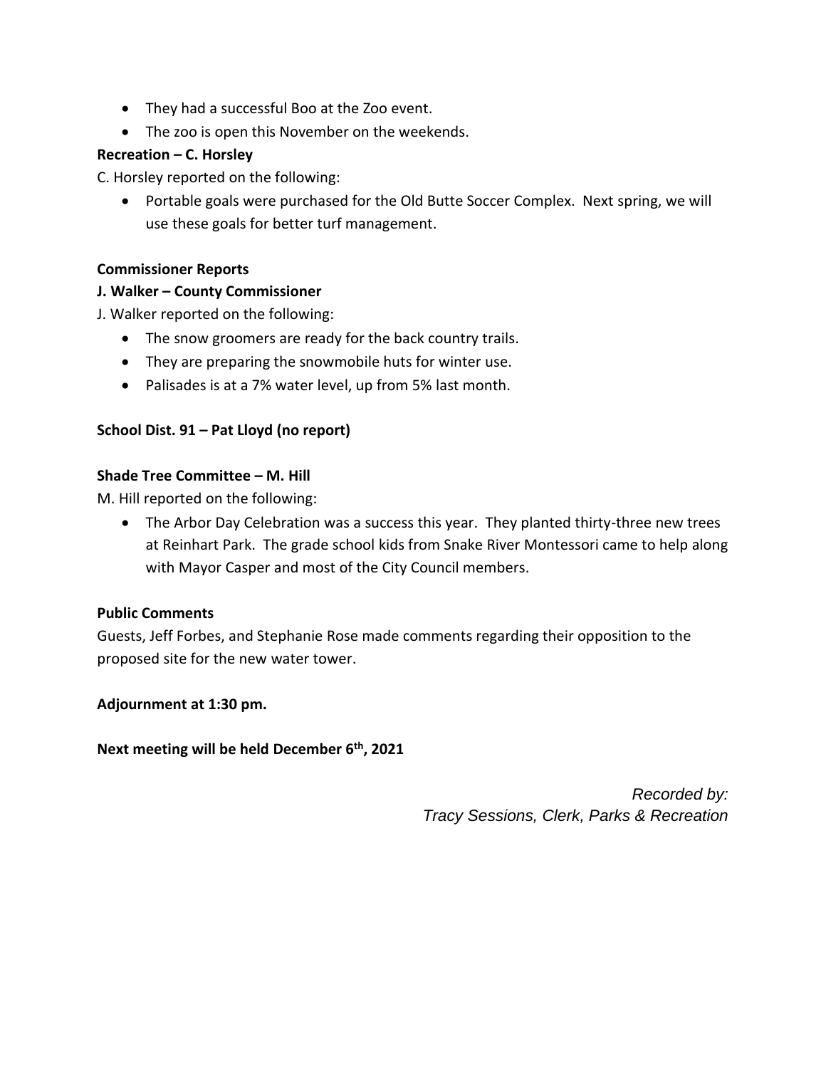- They had a successful Boo at the Zoo event.
- The zoo is open this November on the weekends.

**Recreation – C. Horsley**

C. Horsley reported on the following:

- Portable goals were purchased for the Old Butte Soccer Complex. Next spring, we will use these goals for better turf management.

**Commissioner Reports**

**J. Walker – County Commissioner**

J. Walker reported on the following:

- The snow groomers are ready for the back country trails.
- They are preparing the snowmobile huts for winter use.
- Palisades is at a 7% water level, up from 5% last month.

**School Dist. 91 – Pat Lloyd (no report)**

**Shade Tree Committee – M. Hill**

M. Hill reported on the following:

- The Arbor Day Celebration was a success this year. They planted thirty-three new trees at Reinhart Park. The grade school kids from Snake River Montessori came to help along with Mayor Casper and most of the City Council members.

**Public Comments**

Guests, Jeff Forbes, and Stephanie Rose made comments regarding their opposition to the proposed site for the new water tower.

**Adjournment at 1:30 pm.**

**Next meeting will be held December 6th, 2021**

*Recorded by:*
*Tracy Sessions, Clerk, Parks & Recreation*